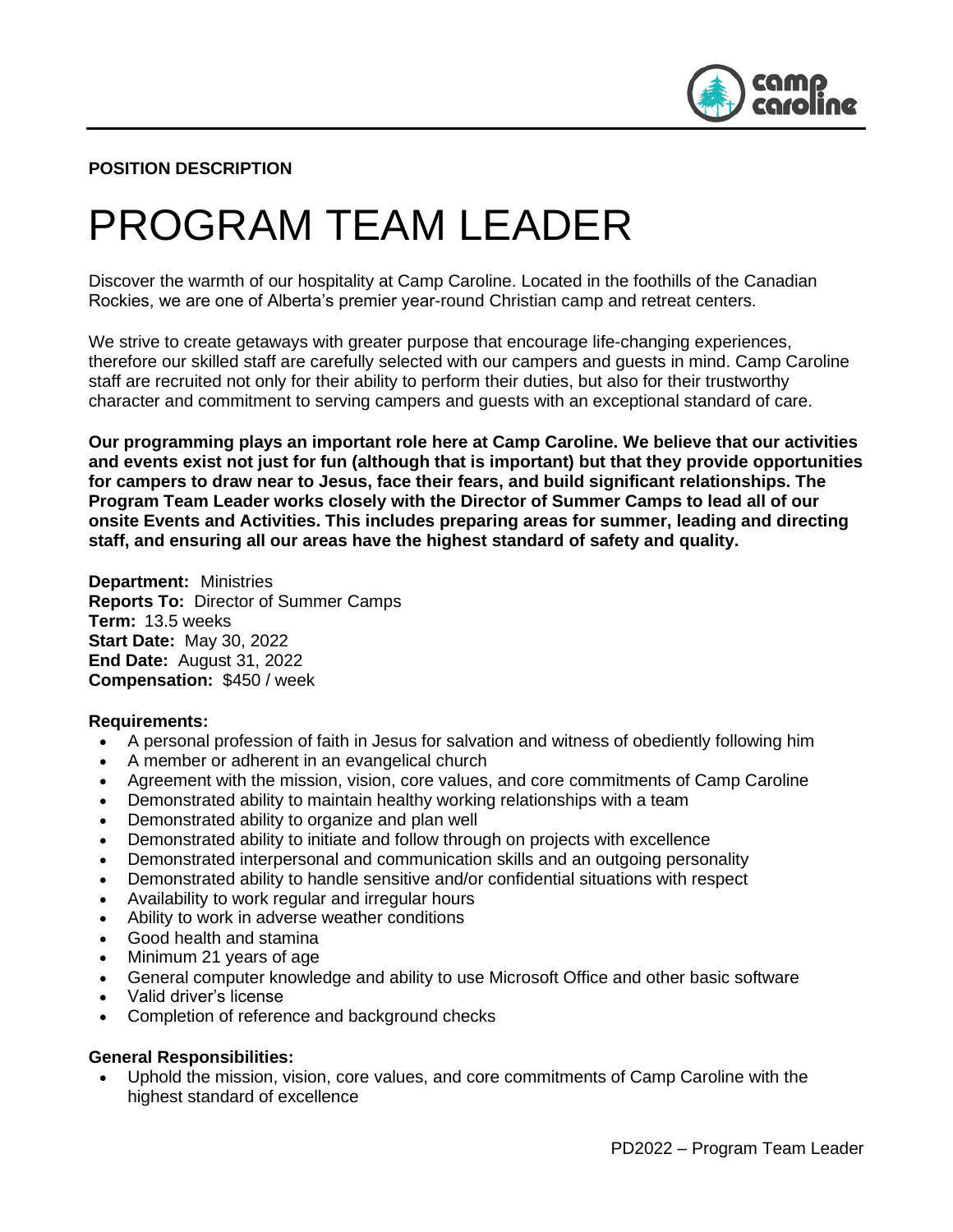**POSITION DESCRIPTION**

# PROGRAM TEAM LEADER

Discover the warmth of our hospitality at Camp Caroline. Located in the foothills of the Canadian Rockies, we are one of Alberta's premier year-round Christian camp and retreat centers.

We strive to create getaways with greater purpose that encourage life-changing experiences, therefore our skilled staff are carefully selected with our campers and guests in mind. Camp Caroline staff are recruited not only for their ability to perform their duties, but also for their trustworthy character and commitment to serving campers and guests with an exceptional standard of care.

**Our programming plays an important role here at Camp Caroline. We believe that our activities and events exist not just for fun (although that is important) but that they provide opportunities for campers to draw near to Jesus, face their fears, and build significant relationships. The Program Team Leader works closely with the Director of Summer Camps to lead all of our onsite Events and Activities. This includes preparing areas for summer, leading and directing staff, and ensuring all our areas have the highest standard of safety and quality.**

**Department:** Ministries
**Reports To:** Director of Summer Camps
**Term:** 13.5 weeks
**Start Date:** May 30, 2022
**End Date:** August 31, 2022
**Compensation:** $450 / week

**Requirements:**

- A personal profession of faith in Jesus for salvation and witness of obediently following him
- A member or adherent in an evangelical church
- Agreement with the mission, vision, core values, and core commitments of Camp Caroline
- Demonstrated ability to maintain healthy working relationships with a team
- Demonstrated ability to organize and plan well
- Demonstrated ability to initiate and follow through on projects with excellence
- Demonstrated interpersonal and communication skills and an outgoing personality
- Demonstrated ability to handle sensitive and/or confidential situations with respect
- Availability to work regular and irregular hours
- Ability to work in adverse weather conditions
- Good health and stamina
- Minimum 21 years of age
- General computer knowledge and ability to use Microsoft Office and other basic software
- Valid driver's license
- Completion of reference and background checks

**General Responsibilities:**

- Uphold the mission, vision, core values, and core commitments of Camp Caroline with the highest standard of excellence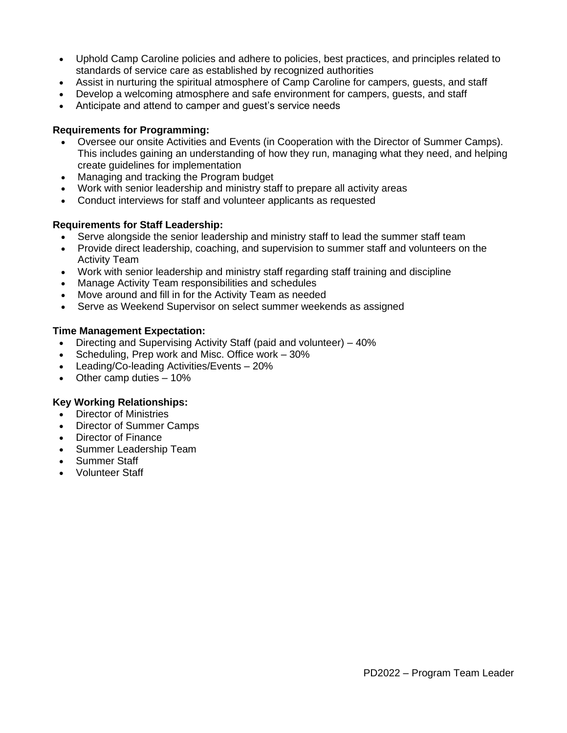- Uphold Camp Caroline policies and adhere to policies, best practices, and principles related to standards of service care as established by recognized authorities
- Assist in nurturing the spiritual atmosphere of Camp Caroline for campers, guests, and staff
- Develop a welcoming atmosphere and safe environment for campers, guests, and staff
- Anticipate and attend to camper and guest's service needs

**Requirements for Programming:**

- Oversee our onsite Activities and Events (in Cooperation with the Director of Summer Camps). This includes gaining an understanding of how they run, managing what they need, and helping create guidelines for implementation
- Managing and tracking the Program budget
- Work with senior leadership and ministry staff to prepare all activity areas
- Conduct interviews for staff and volunteer applicants as requested

**Requirements for Staff Leadership:**

- Serve alongside the senior leadership and ministry staff to lead the summer staff team
- Provide direct leadership, coaching, and supervision to summer staff and volunteers on the Activity Team
- Work with senior leadership and ministry staff regarding staff training and discipline
- Manage Activity Team responsibilities and schedules
- Move around and fill in for the Activity Team as needed
- Serve as Weekend Supervisor on select summer weekends as assigned

**Time Management Expectation:**

- Directing and Supervising Activity Staff (paid and volunteer) – 40%
- Scheduling, Prep work and Misc. Office work – 30%
- Leading/Co-leading Activities/Events – 20%
- Other camp duties – 10%

**Key Working Relationships:**

- Director of Ministries
- Director of Summer Camps
- Director of Finance
- Summer Leadership Team
- Summer Staff
- Volunteer Staff